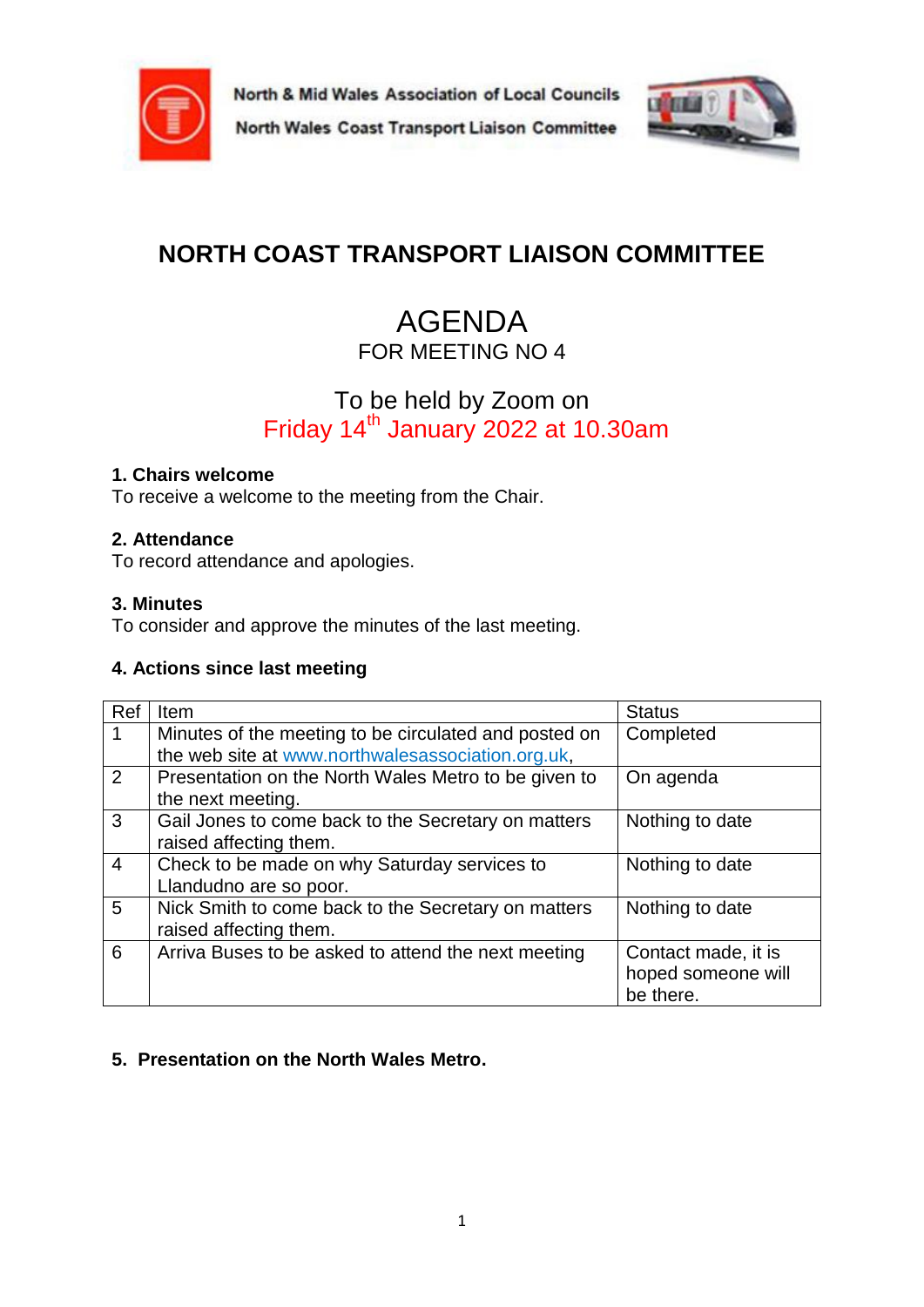North & Mid Wales Association of Local Councils

North Wales Coast Transport Liaison Committee

# NORTH COAST TRANSPORT LIAISON COMMITTEE

## AGENDA

FOR MEETING NO 4

To be held by Zoom on

Friday 14th January 2022 at 10.30am

**1. Chairs welcome**

To receive a welcome to the meeting from the Chair.

**2. Attendance**

To record attendance and apologies.

**3. Minutes**

To consider and approve the minutes of the last meeting.

**4. Actions since last meeting**

| Ref | Item | Status |
|---|---|---|
| 1 | Minutes of the meeting to be circulated and posted on the web site at www.northwalesassociation.org.uk, | Completed |
| 2 | Presentation on the North Wales Metro to be given to the next meeting. | On agenda |
| 3 | Gail Jones to come back to the Secretary on matters raised affecting them. | Nothing to date |
| 4 | Check to be made on why Saturday services to Llandudno are so poor. | Nothing to date |
| 5 | Nick Smith to come back to the Secretary on matters raised affecting them. | Nothing to date |
| 6 | Arriva Buses to be asked to attend the next meeting | Contact made, it is hoped someone will be there. |

**5. Presentation on the North Wales Metro.**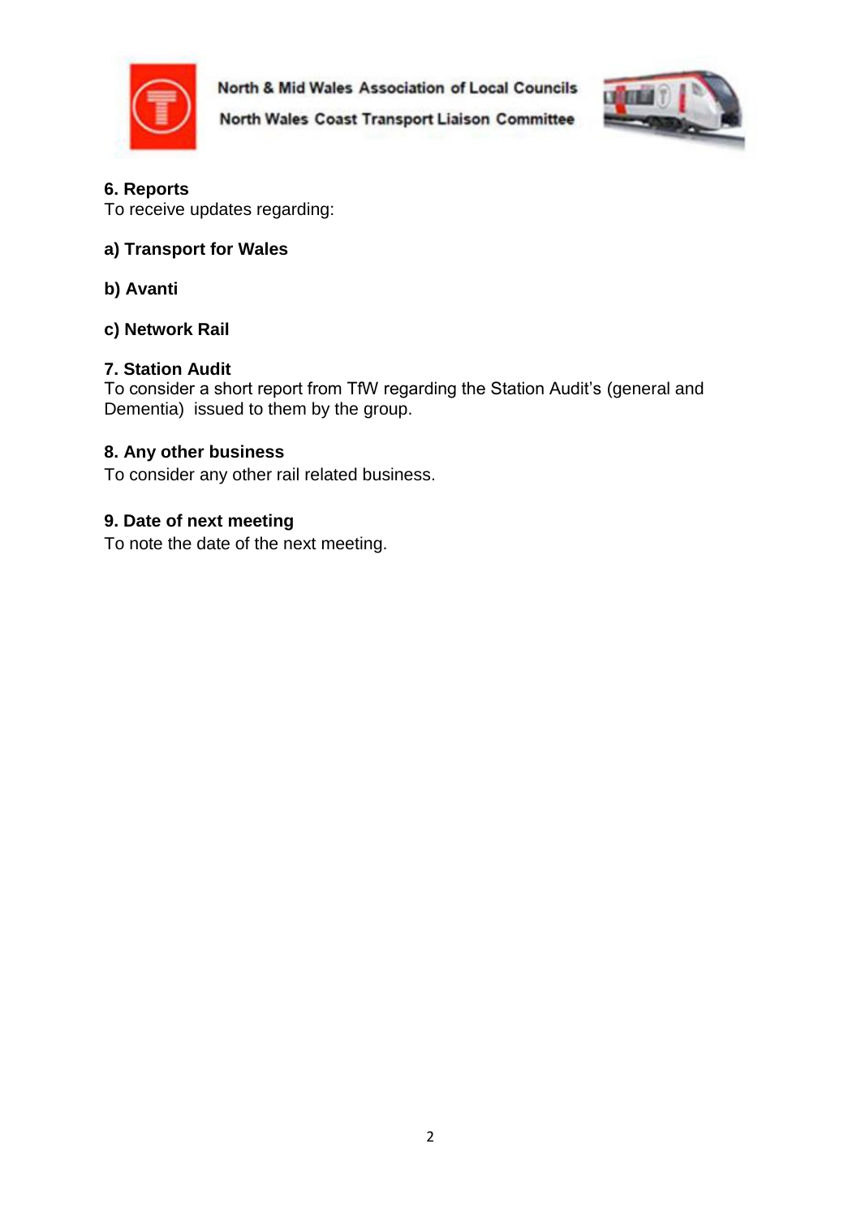**6. Reports**
To receive updates regarding:

**a) Transport for Wales**

**b) Avanti**

**c) Network Rail**

**7. Station Audit**
To consider a short report from TfW regarding the Station Audit's (general and Dementia) issued to them by the group.

**8. Any other business**
To consider any other rail related business.

**9. Date of next meeting**
To note the date of the next meeting.